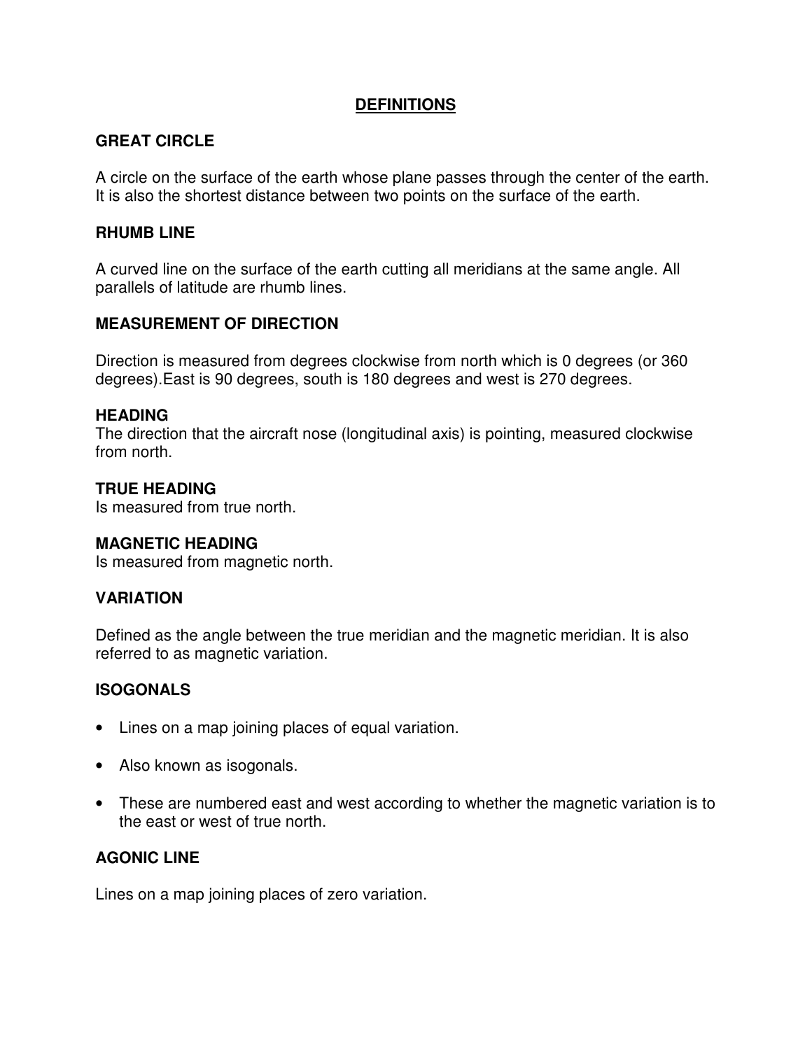# DEFINITIONS

## GREAT CIRCLE

A circle on the surface of the earth whose plane passes through the center of the earth. It is also the shortest distance between two points on the surface of the earth.

## RHUMB LINE

A curved line on the surface of the earth cutting all meridians at the same angle. All parallels of latitude are rhumb lines.

## MEASUREMENT OF DIRECTION

Direction is measured from degrees clockwise from north which is 0 degrees (or 360 degrees).East is 90 degrees, south is 180 degrees and west is 270 degrees.

## HEADING

The direction that the aircraft nose (longitudinal axis) is pointing, measured clockwise from north.

## TRUE HEADING

Is measured from true north.

## MAGNETIC HEADING

Is measured from magnetic north.

## VARIATION

Defined as the angle between the true meridian and the magnetic meridian. It is also referred to as magnetic variation.

## ISOGONALS

- Lines on a map joining places of equal variation.
- Also known as isogonals.
- These are numbered east and west according to whether the magnetic variation is to the east or west of true north.

## AGONIC LINE

Lines on a map joining places of zero variation.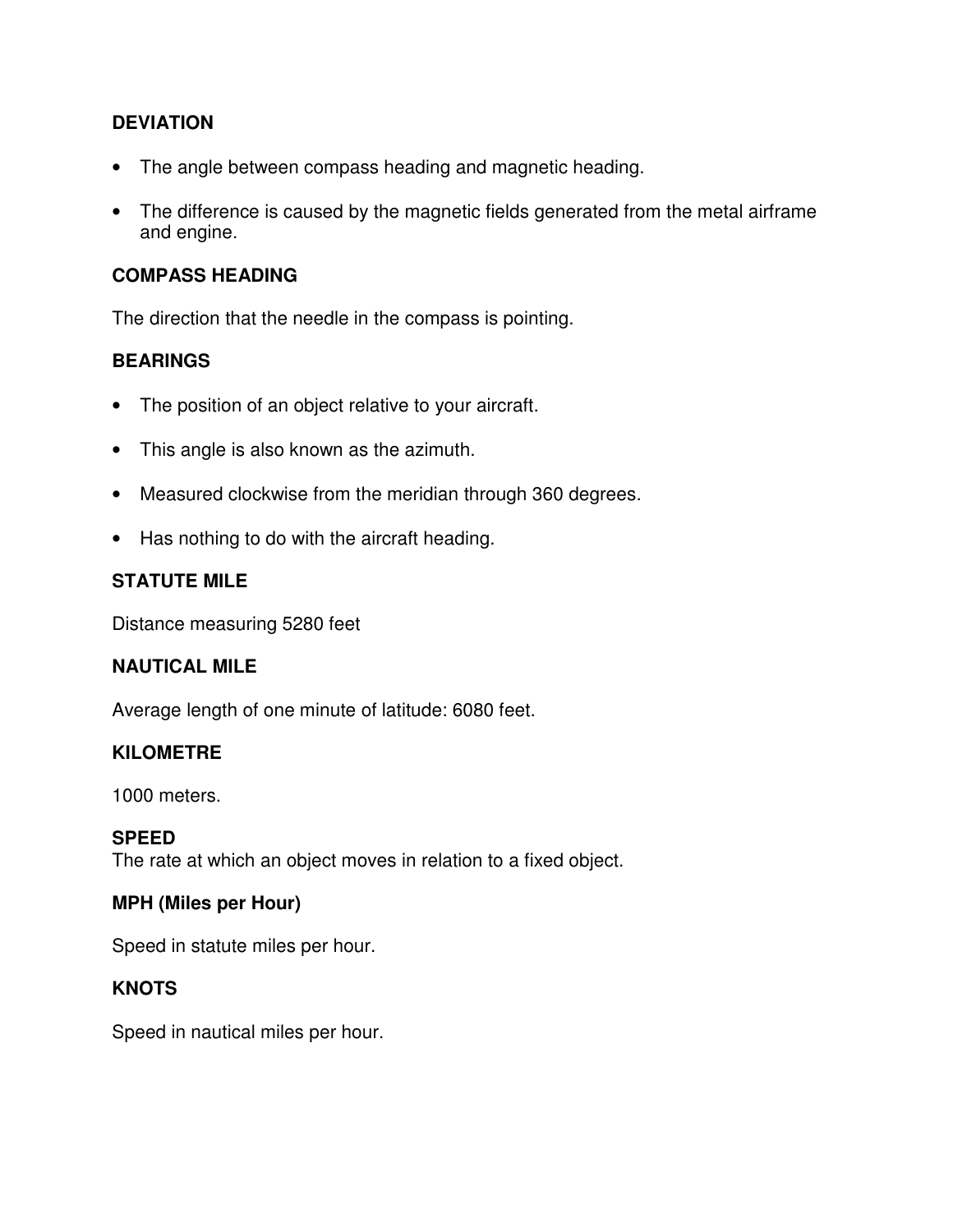**DEVIATION**

- The angle between compass heading and magnetic heading.
- The difference is caused by the magnetic fields generated from the metal airframe and engine.

**COMPASS HEADING**

The direction that the needle in the compass is pointing.

**BEARINGS**

- The position of an object relative to your aircraft.
- This angle is also known as the azimuth.
- Measured clockwise from the meridian through 360 degrees.
- Has nothing to do with the aircraft heading.

**STATUTE MILE**

Distance measuring 5280 feet

**NAUTICAL MILE**

Average length of one minute of latitude: 6080 feet.

**KILOMETRE**

1000 meters.

**SPEED**
The rate at which an object moves in relation to a fixed object.

**MPH (Miles per Hour)**

Speed in statute miles per hour.

**KNOTS**

Speed in nautical miles per hour.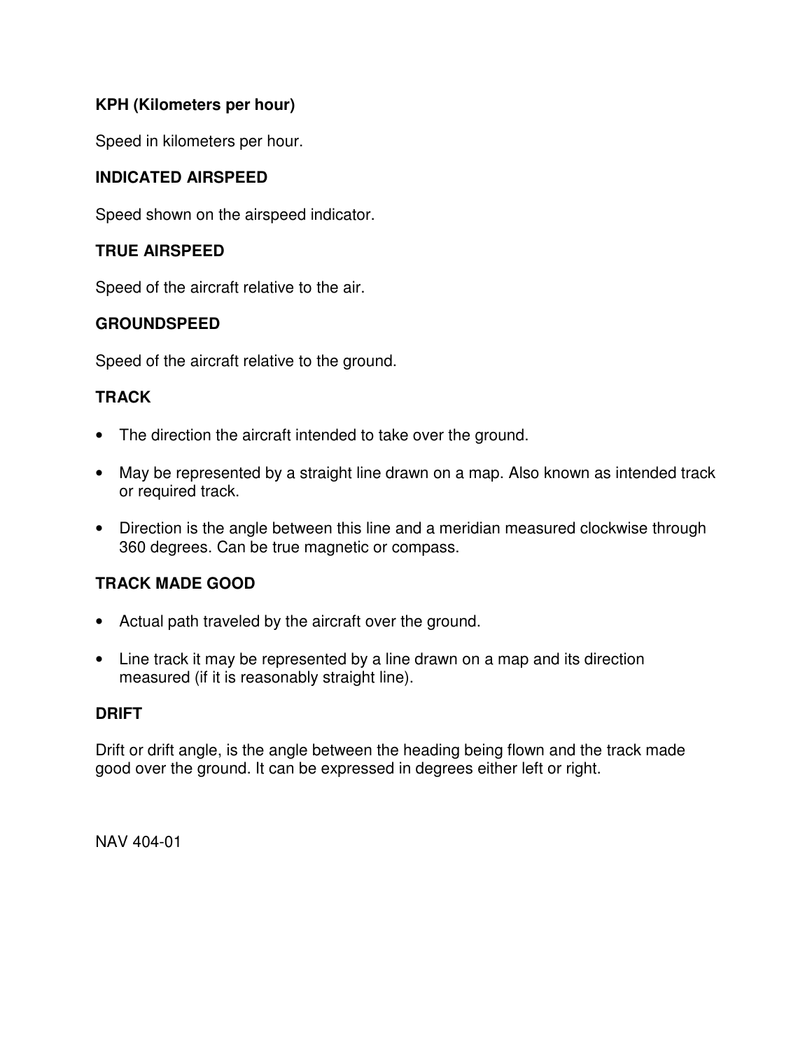**KPH (Kilometers per hour)**

Speed in kilometers per hour.

**INDICATED AIRSPEED**

Speed shown on the airspeed indicator.

**TRUE AIRSPEED**

Speed of the aircraft relative to the air.

**GROUNDSPEED**

Speed of the aircraft relative to the ground.

**TRACK**

- The direction the aircraft intended to take over the ground.
- May be represented by a straight line drawn on a map. Also known as intended track or required track.
- Direction is the angle between this line and a meridian measured clockwise through 360 degrees. Can be true magnetic or compass.

**TRACK MADE GOOD**

- Actual path traveled by the aircraft over the ground.
- Line track it may be represented by a line drawn on a map and its direction measured (if it is reasonably straight line).

**DRIFT**

Drift or drift angle, is the angle between the heading being flown and the track made good over the ground. It can be expressed in degrees either left or right.

NAV 404-01